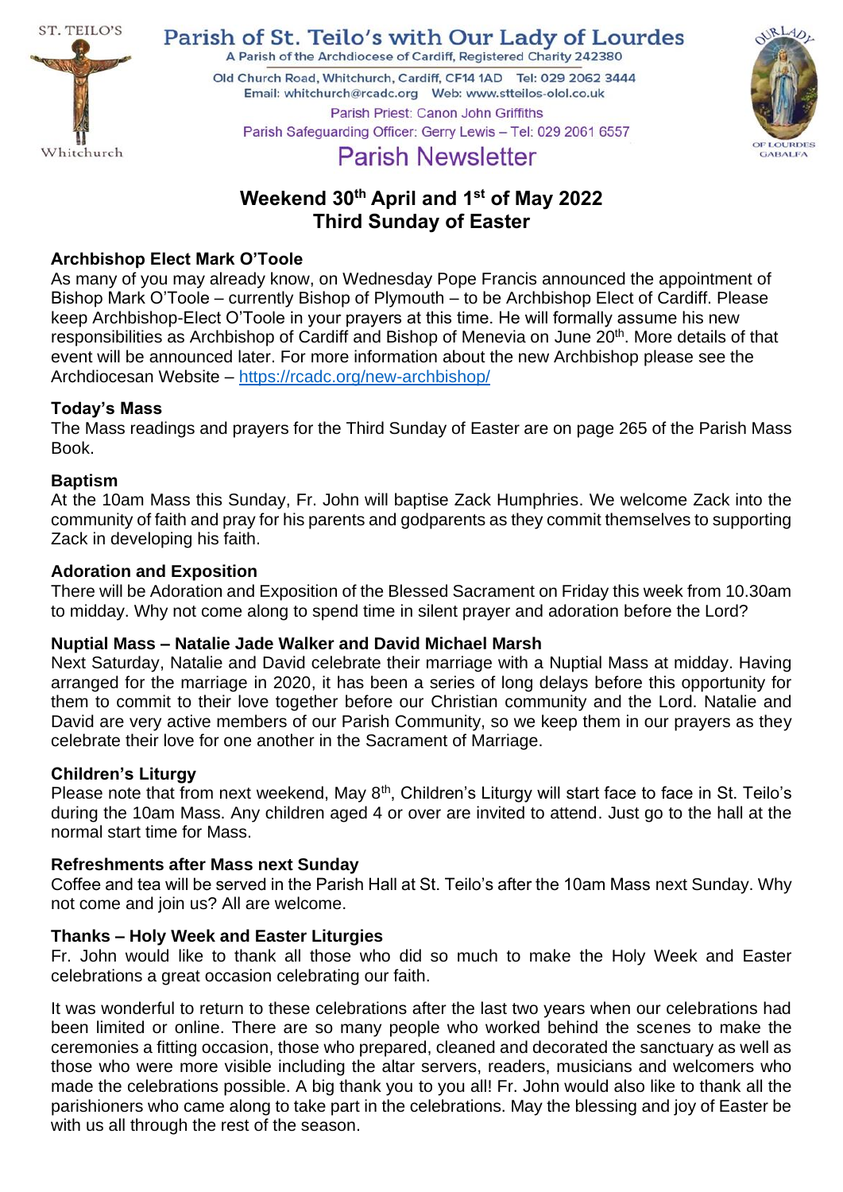ST. TEILO'S

Whitchurch

# Parish of St. Teilo's with Our Lady of Lourdes

A Parish of the Archdiocese of Cardiff, Registered Charity 242380

Old Church Road, Whitchurch, Cardiff, CF14 1AD Tel: 029 2062 3444

Email: whitchurch@rcadc.org Web: www.stteilos-olol.co.uk

Parish Priest: Canon John Griffiths

Parish Safeguarding Officer: Gerry Lewis – Tel: 029 2061 6557

OUR LADY OF LOURDES GABALFA

## Parish Newsletter

## Weekend 30th April and 1st of May 2022
## Third Sunday of Easter

### Archbishop Elect Mark O'Toole

As many of you may already know, on Wednesday Pope Francis announced the appointment of Bishop Mark O'Toole – currently Bishop of Plymouth – to be Archbishop Elect of Cardiff. Please keep Archbishop-Elect O'Toole in your prayers at this time. He will formally assume his new responsibilities as Archbishop of Cardiff and Bishop of Menevia on June 20th. More details of that event will be announced later. For more information about the new Archbishop please see the Archdiocesan Website – https://rcadc.org/new-archbishop/

### Today's Mass

The Mass readings and prayers for the Third Sunday of Easter are on page 265 of the Parish Mass Book.

### Baptism

At the 10am Mass this Sunday, Fr. John will baptise Zack Humphries. We welcome Zack into the community of faith and pray for his parents and godparents as they commit themselves to supporting Zack in developing his faith.

### Adoration and Exposition

There will be Adoration and Exposition of the Blessed Sacrament on Friday this week from 10.30am to midday. Why not come along to spend time in silent prayer and adoration before the Lord?

### Nuptial Mass – Natalie Jade Walker and David Michael Marsh

Next Saturday, Natalie and David celebrate their marriage with a Nuptial Mass at midday. Having arranged for the marriage in 2020, it has been a series of long delays before this opportunity for them to commit to their love together before our Christian community and the Lord. Natalie and David are very active members of our Parish Community, so we keep them in our prayers as they celebrate their love for one another in the Sacrament of Marriage.

### Children's Liturgy

Please note that from next weekend, May 8th, Children's Liturgy will start face to face in St. Teilo's during the 10am Mass. Any children aged 4 or over are invited to attend. Just go to the hall at the normal start time for Mass.

### Refreshments after Mass next Sunday

Coffee and tea will be served in the Parish Hall at St. Teilo's after the 10am Mass next Sunday. Why not come and join us? All are welcome.

### Thanks – Holy Week and Easter Liturgies

Fr. John would like to thank all those who did so much to make the Holy Week and Easter celebrations a great occasion celebrating our faith.

It was wonderful to return to these celebrations after the last two years when our celebrations had been limited or online. There are so many people who worked behind the scenes to make the ceremonies a fitting occasion, those who prepared, cleaned and decorated the sanctuary as well as those who were more visible including the altar servers, readers, musicians and welcomers who made the celebrations possible. A big thank you to you all! Fr. John would also like to thank all the parishioners who came along to take part in the celebrations. May the blessing and joy of Easter be with us all through the rest of the season.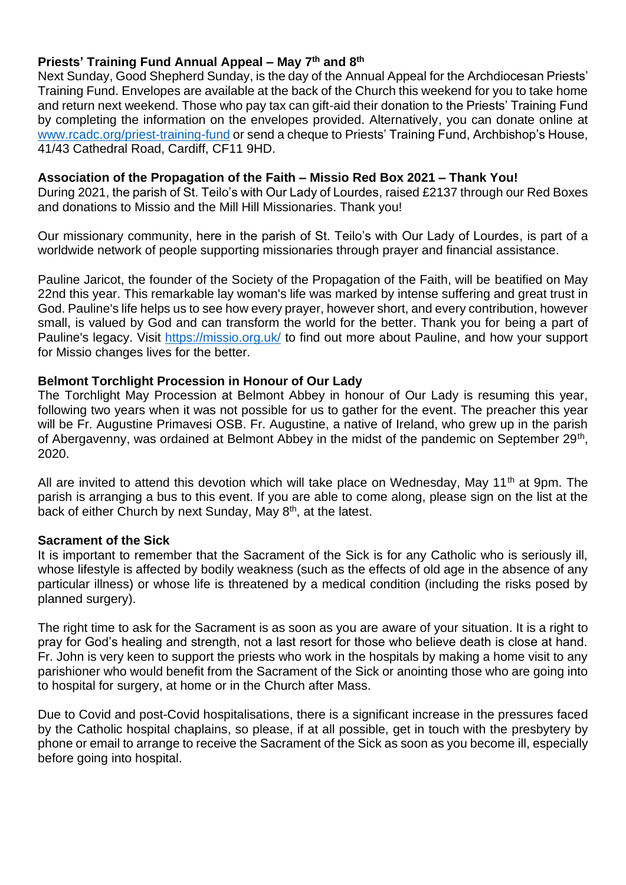**Priests' Training Fund Annual Appeal – May 7th and 8th**

Next Sunday, Good Shepherd Sunday, is the day of the Annual Appeal for the Archdiocesan Priests' Training Fund. Envelopes are available at the back of the Church this weekend for you to take home and return next weekend. Those who pay tax can gift-aid their donation to the Priests' Training Fund by completing the information on the envelopes provided. Alternatively, you can donate online at www.rcadc.org/priest-training-fund or send a cheque to Priests' Training Fund, Archbishop's House, 41/43 Cathedral Road, Cardiff, CF11 9HD.

**Association of the Propagation of the Faith – Missio Red Box 2021 – Thank You!**

During 2021, the parish of St. Teilo's with Our Lady of Lourdes, raised £2137 through our Red Boxes and donations to Missio and the Mill Hill Missionaries. Thank you!

Our missionary community, here in the parish of St. Teilo's with Our Lady of Lourdes, is part of a worldwide network of people supporting missionaries through prayer and financial assistance.

Pauline Jaricot, the founder of the Society of the Propagation of the Faith, will be beatified on May 22nd this year. This remarkable lay woman's life was marked by intense suffering and great trust in God. Pauline's life helps us to see how every prayer, however short, and every contribution, however small, is valued by God and can transform the world for the better. Thank you for being a part of Pauline's legacy. Visit https://missio.org.uk/ to find out more about Pauline, and how your support for Missio changes lives for the better.

**Belmont Torchlight Procession in Honour of Our Lady**

The Torchlight May Procession at Belmont Abbey in honour of Our Lady is resuming this year, following two years when it was not possible for us to gather for the event. The preacher this year will be Fr. Augustine Primavesi OSB. Fr. Augustine, a native of Ireland, who grew up in the parish of Abergavenny, was ordained at Belmont Abbey in the midst of the pandemic on September 29th, 2020.

All are invited to attend this devotion which will take place on Wednesday, May 11th at 9pm. The parish is arranging a bus to this event. If you are able to come along, please sign on the list at the back of either Church by next Sunday, May 8th, at the latest.

**Sacrament of the Sick**

It is important to remember that the Sacrament of the Sick is for any Catholic who is seriously ill, whose lifestyle is affected by bodily weakness (such as the effects of old age in the absence of any particular illness) or whose life is threatened by a medical condition (including the risks posed by planned surgery).

The right time to ask for the Sacrament is as soon as you are aware of your situation. It is a right to pray for God's healing and strength, not a last resort for those who believe death is close at hand. Fr. John is very keen to support the priests who work in the hospitals by making a home visit to any parishioner who would benefit from the Sacrament of the Sick or anointing those who are going into to hospital for surgery, at home or in the Church after Mass.

Due to Covid and post-Covid hospitalisations, there is a significant increase in the pressures faced by the Catholic hospital chaplains, so please, if at all possible, get in touch with the presbytery by phone or email to arrange to receive the Sacrament of the Sick as soon as you become ill, especially before going into hospital.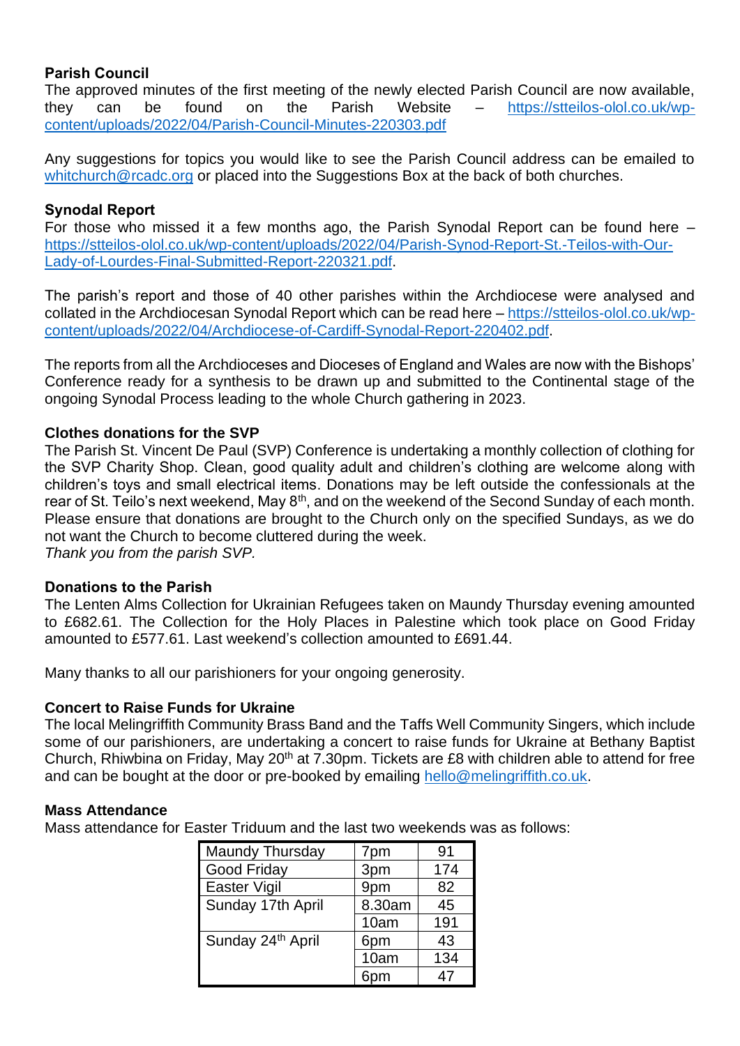**Parish Council**
The approved minutes of the first meeting of the newly elected Parish Council are now available, they can be found on the Parish Website – https://stteilos-olol.co.uk/wp-content/uploads/2022/04/Parish-Council-Minutes-220303.pdf

Any suggestions for topics you would like to see the Parish Council address can be emailed to whitchurch@rcadc.org or placed into the Suggestions Box at the back of both churches.

**Synodal Report**
For those who missed it a few months ago, the Parish Synodal Report can be found here – https://stteilos-olol.co.uk/wp-content/uploads/2022/04/Parish-Synod-Report-St.-Teilos-with-Our-Lady-of-Lourdes-Final-Submitted-Report-220321.pdf.

The parish's report and those of 40 other parishes within the Archdiocese were analysed and collated in the Archdiocesan Synodal Report which can be read here – https://stteilos-olol.co.uk/wp-content/uploads/2022/04/Archdiocese-of-Cardiff-Synodal-Report-220402.pdf.

The reports from all the Archdioceses and Dioceses of England and Wales are now with the Bishops' Conference ready for a synthesis to be drawn up and submitted to the Continental stage of the ongoing Synodal Process leading to the whole Church gathering in 2023.

**Clothes donations for the SVP**
The Parish St. Vincent De Paul (SVP) Conference is undertaking a monthly collection of clothing for the SVP Charity Shop. Clean, good quality adult and children's clothing are welcome along with children's toys and small electrical items. Donations may be left outside the confessionals at the rear of St. Teilo's next weekend, May 8th, and on the weekend of the Second Sunday of each month. Please ensure that donations are brought to the Church only on the specified Sundays, as we do not want the Church to become cluttered during the week.
*Thank you from the parish SVP.*

**Donations to the Parish**
The Lenten Alms Collection for Ukrainian Refugees taken on Maundy Thursday evening amounted to £682.61. The Collection for the Holy Places in Palestine which took place on Good Friday amounted to £577.61. Last weekend's collection amounted to £691.44.

Many thanks to all our parishioners for your ongoing generosity.

**Concert to Raise Funds for Ukraine**
The local Melingriffith Community Brass Band and the Taffs Well Community Singers, which include some of our parishioners, are undertaking a concert to raise funds for Ukraine at Bethany Baptist Church, Rhiwbina on Friday, May 20th at 7.30pm. Tickets are £8 with children able to attend for free and can be bought at the door or pre-booked by emailing hello@melingriffith.co.uk.

**Mass Attendance**
Mass attendance for Easter Triduum and the last two weekends was as follows:

| | | |
|---|---|---|
| Maundy Thursday | 7pm | 91 |
| Good Friday | 3pm | 174 |
| Easter Vigil | 9pm | 82 |
| Sunday 17th April | 8.30am | 45 |
| | 10am | 191 |
| Sunday 24th April | 6pm | 43 |
| | 10am | 134 |
| | 6pm | 47 |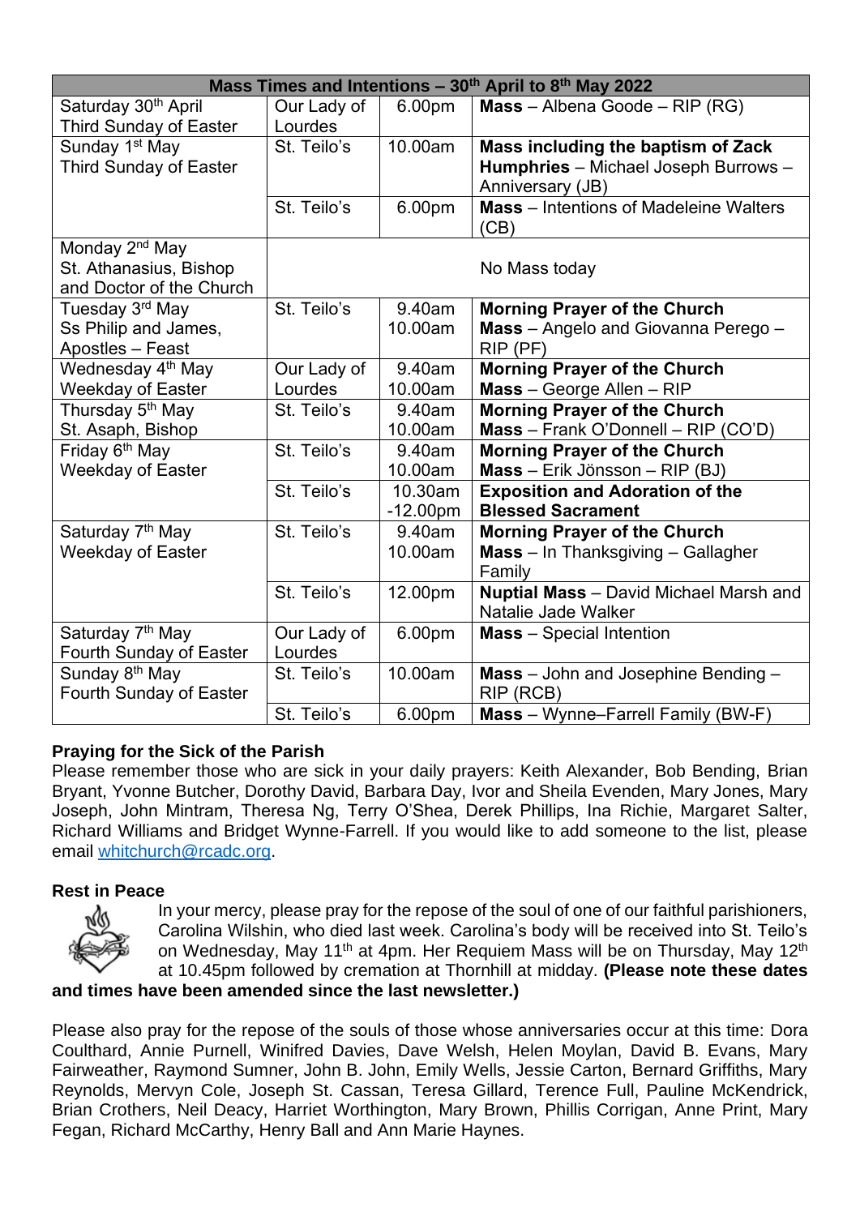| Mass Times and Intentions – 30th April to 8th May 2022 | | | |
|---|---|---|---|
| Saturday 30th April<br>Third Sunday of Easter | Our Lady of Lourdes | 6.00pm | **Mass** – Albena Goode – RIP (RG) |
| Sunday 1st May<br>Third Sunday of Easter | St. Teilo's | 10.00am | **Mass including the baptism of Zack Humphries** – Michael Joseph Burrows – Anniversary (JB) |
| | St. Teilo's | 6.00pm | **Mass** – Intentions of Madeleine Walters (CB) |
| Monday 2nd May<br>St. Athanasius, Bishop and Doctor of the Church | No Mass today | | |
| Tuesday 3rd May<br>Ss Philip and James, Apostles – Feast | St. Teilo's | 9.40am<br>10.00am | **Morning Prayer of the Church**<br>**Mass** – Angelo and Giovanna Perego – RIP (PF) |
| Wednesday 4th May<br>Weekday of Easter | Our Lady of Lourdes | 9.40am<br>10.00am | **Morning Prayer of the Church**<br>**Mass** – George Allen – RIP |
| Thursday 5th May<br>St. Asaph, Bishop | St. Teilo's | 9.40am<br>10.00am | **Morning Prayer of the Church**<br>**Mass** – Frank O'Donnell – RIP (CO'D) |
| Friday 6th May<br>Weekday of Easter | St. Teilo's | 9.40am<br>10.00am | **Morning Prayer of the Church**<br>**Mass** – Erik Jönsson – RIP (BJ) |
| | St. Teilo's | 10.30am -12.00pm | **Exposition and Adoration of the Blessed Sacrament** |
| Saturday 7th May<br>Weekday of Easter | St. Teilo's | 9.40am<br>10.00am | **Morning Prayer of the Church**<br>**Mass** – In Thanksgiving – Gallagher Family |
| | St. Teilo's | 12.00pm | **Nuptial Mass** – David Michael Marsh and Natalie Jade Walker |
| Saturday 7th May<br>Fourth Sunday of Easter | Our Lady of Lourdes | 6.00pm | **Mass** – Special Intention |
| Sunday 8th May<br>Fourth Sunday of Easter | St. Teilo's | 10.00am | **Mass** – John and Josephine Bending – RIP (RCB) |
| | St. Teilo's | 6.00pm | **Mass** – Wynne–Farrell Family (BW-F) |

**Praying for the Sick of the Parish**

Please remember those who are sick in your daily prayers: Keith Alexander, Bob Bending, Brian Bryant, Yvonne Butcher, Dorothy David, Barbara Day, Ivor and Sheila Evenden, Mary Jones, Mary Joseph, John Mintram, Theresa Ng, Terry O'Shea, Derek Phillips, Ina Richie, Margaret Salter, Richard Williams and Bridget Wynne-Farrell. If you would like to add someone to the list, please email whitchurch@rcadc.org.

**Rest in Peace**

In your mercy, please pray for the repose of the soul of one of our faithful parishioners, Carolina Wilshin, who died last week. Carolina's body will be received into St. Teilo's on Wednesday, May 11th at 4pm. Her Requiem Mass will be on Thursday, May 12th at 10.45pm followed by cremation at Thornhill at midday. **(Please note these dates and times have been amended since the last newsletter.)**

Please also pray for the repose of the souls of those whose anniversaries occur at this time: Dora Coulthard, Annie Purnell, Winifred Davies, Dave Welsh, Helen Moylan, David B. Evans, Mary Fairweather, Raymond Sumner, John B. John, Emily Wells, Jessie Carton, Bernard Griffiths, Mary Reynolds, Mervyn Cole, Joseph St. Cassan, Teresa Gillard, Terence Full, Pauline McKendrick, Brian Crothers, Neil Deacy, Harriet Worthington, Mary Brown, Phillis Corrigan, Anne Print, Mary Fegan, Richard McCarthy, Henry Ball and Ann Marie Haynes.